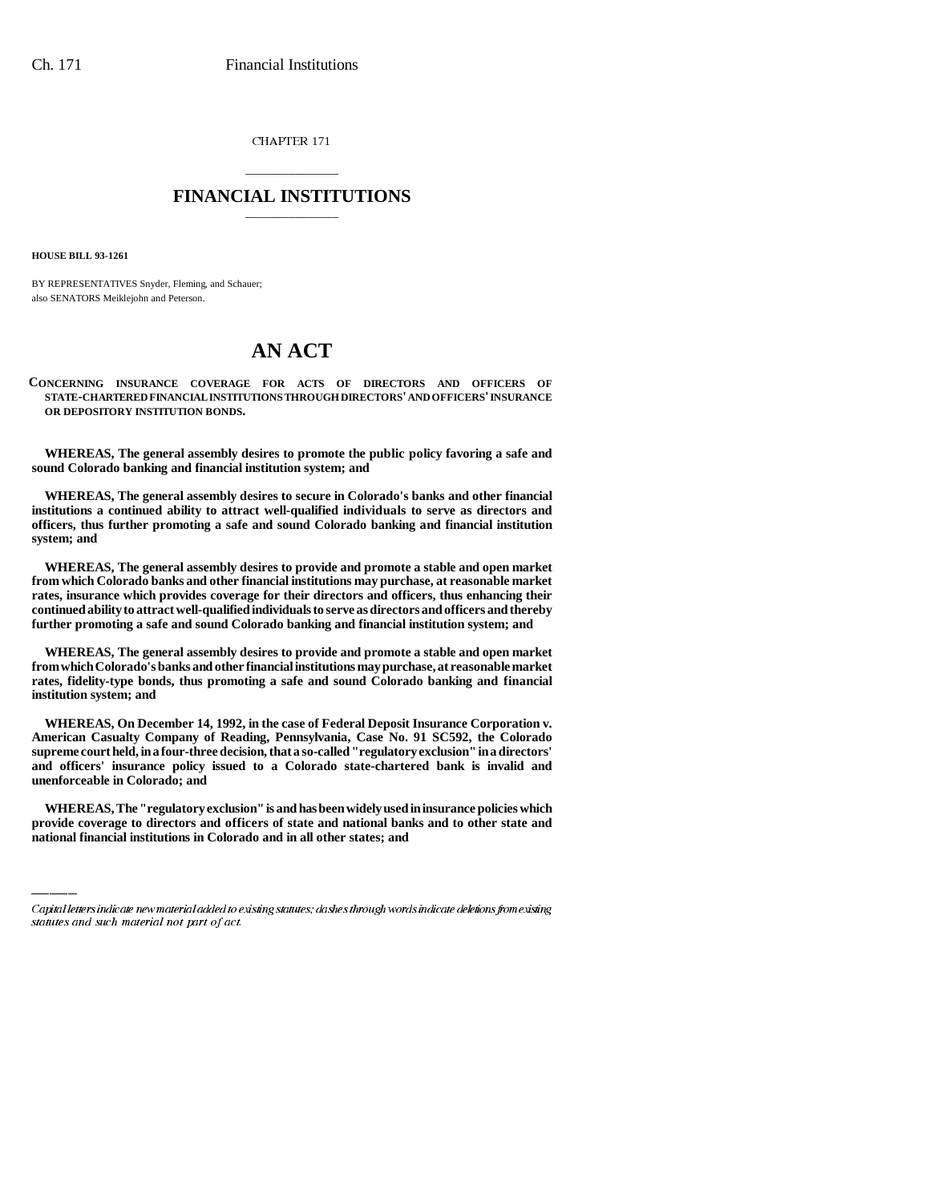CHAPTER 171

# FINANCIAL INSTITUTIONS

**HOUSE BILL 93-1261**

BY REPRESENTATIVES Snyder, Fleming, and Schauer;
also SENATORS Meiklejohn and Peterson.

# AN ACT

**CONCERNING INSURANCE COVERAGE FOR ACTS OF DIRECTORS AND OFFICERS OF STATE-CHARTERED FINANCIAL INSTITUTIONS THROUGH DIRECTORS' AND OFFICERS' INSURANCE OR DEPOSITORY INSTITUTION BONDS.**

**WHEREAS, The general assembly desires to promote the public policy favoring a safe and sound Colorado banking and financial institution system; and**

**WHEREAS, The general assembly desires to secure in Colorado's banks and other financial institutions a continued ability to attract well-qualified individuals to serve as directors and officers, thus further promoting a safe and sound Colorado banking and financial institution system; and**

**WHEREAS, The general assembly desires to provide and promote a stable and open market from which Colorado banks and other financial institutions may purchase, at reasonable market rates, insurance which provides coverage for their directors and officers, thus enhancing their continued ability to attract well-qualified individuals to serve as directors and officers and thereby further promoting a safe and sound Colorado banking and financial institution system; and**

**WHEREAS, The general assembly desires to provide and promote a stable and open market from which Colorado's banks and other financial institutions may purchase, at reasonable market rates, fidelity-type bonds, thus promoting a safe and sound Colorado banking and financial institution system; and**

**WHEREAS, On December 14, 1992, in the case of Federal Deposit Insurance Corporation v. American Casualty Company of Reading, Pennsylvania, Case No. 91 SC592, the Colorado supreme court held, in a four-three decision, that a so-called "regulatory exclusion" in a directors' and officers' insurance policy issued to a Colorado state-chartered bank is invalid and unenforceable in Colorado; and**

**WHEREAS, The "regulatory exclusion" is and has been widely used in insurance policies which provide coverage to directors and officers of state and national banks and to other state and national financial institutions in Colorado and in all other states; and**

---

*Capital letters indicate new material added to existing statutes; dashes through words indicate deletions from existing statutes and such material not part of act.*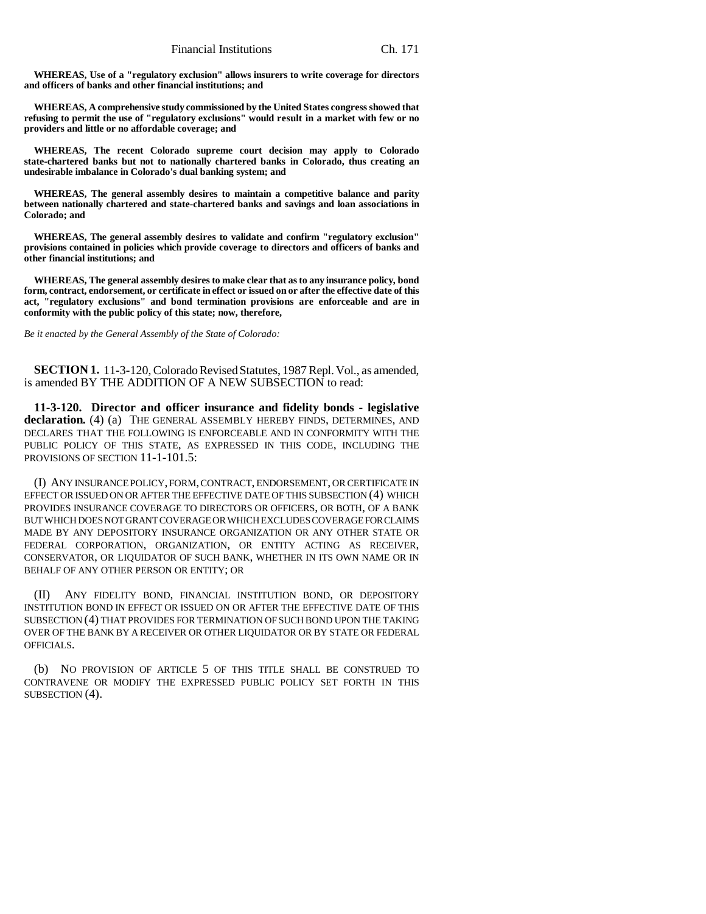**WHEREAS, Use of a "regulatory exclusion" allows insurers to write coverage for directors and officers of banks and other financial institutions; and**

**WHEREAS, A comprehensive study commissioned by the United States congress showed that refusing to permit the use of "regulatory exclusions" would result in a market with few or no providers and little or no affordable coverage; and**

**WHEREAS, The recent Colorado supreme court decision may apply to Colorado state-chartered banks but not to nationally chartered banks in Colorado, thus creating an undesirable imbalance in Colorado's dual banking system; and**

**WHEREAS, The general assembly desires to maintain a competitive balance and parity between nationally chartered and state-chartered banks and savings and loan associations in Colorado; and**

**WHEREAS, The general assembly desires to validate and confirm "regulatory exclusion" provisions contained in policies which provide coverage to directors and officers of banks and other financial institutions; and**

**WHEREAS, The general assembly desires to make clear that as to any insurance policy, bond form, contract, endorsement, or certificate in effect or issued on or after the effective date of this act, "regulatory exclusions" and bond termination provisions are enforceable and are in conformity with the public policy of this state; now, therefore,**

*Be it enacted by the General Assembly of the State of Colorado:*

**SECTION 1.** 11-3-120, Colorado Revised Statutes, 1987 Repl. Vol., as amended, is amended BY THE ADDITION OF A NEW SUBSECTION to read:

**11-3-120. Director and officer insurance and fidelity bonds - legislative declaration.** (4) (a) THE GENERAL ASSEMBLY HEREBY FINDS, DETERMINES, AND DECLARES THAT THE FOLLOWING IS ENFORCEABLE AND IN CONFORMITY WITH THE PUBLIC POLICY OF THIS STATE, AS EXPRESSED IN THIS CODE, INCLUDING THE PROVISIONS OF SECTION 11-1-101.5:

(I) ANY INSURANCE POLICY, FORM, CONTRACT, ENDORSEMENT, OR CERTIFICATE IN EFFECT OR ISSUED ON OR AFTER THE EFFECTIVE DATE OF THIS SUBSECTION (4) WHICH PROVIDES INSURANCE COVERAGE TO DIRECTORS OR OFFICERS, OR BOTH, OF A BANK BUT WHICH DOES NOT GRANT COVERAGE OR WHICH EXCLUDES COVERAGE FOR CLAIMS MADE BY ANY DEPOSITORY INSURANCE ORGANIZATION OR ANY OTHER STATE OR FEDERAL CORPORATION, ORGANIZATION, OR ENTITY ACTING AS RECEIVER, CONSERVATOR, OR LIQUIDATOR OF SUCH BANK, WHETHER IN ITS OWN NAME OR IN BEHALF OF ANY OTHER PERSON OR ENTITY; OR

(II) ANY FIDELITY BOND, FINANCIAL INSTITUTION BOND, OR DEPOSITORY INSTITUTION BOND IN EFFECT OR ISSUED ON OR AFTER THE EFFECTIVE DATE OF THIS SUBSECTION (4) THAT PROVIDES FOR TERMINATION OF SUCH BOND UPON THE TAKING OVER OF THE BANK BY A RECEIVER OR OTHER LIQUIDATOR OR BY STATE OR FEDERAL OFFICIALS.

(b) NO PROVISION OF ARTICLE 5 OF THIS TITLE SHALL BE CONSTRUED TO CONTRAVENE OR MODIFY THE EXPRESSED PUBLIC POLICY SET FORTH IN THIS SUBSECTION (4).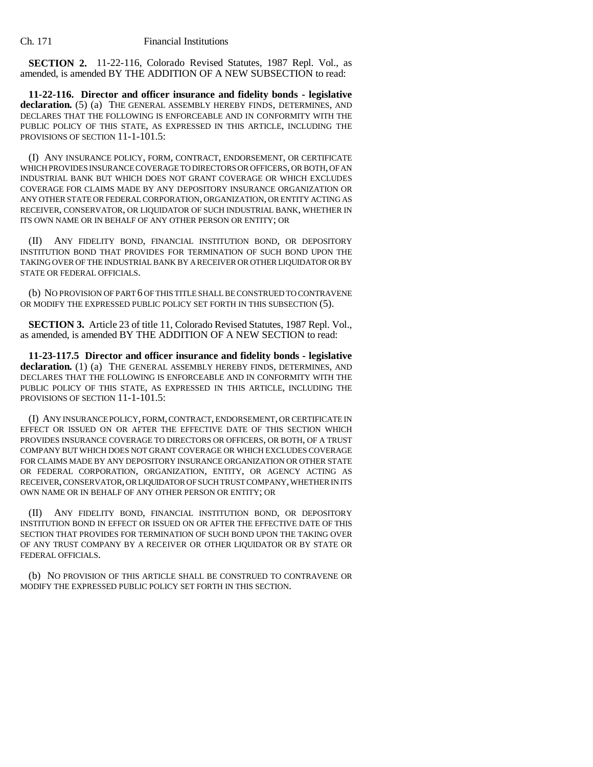**SECTION 2.** 11-22-116, Colorado Revised Statutes, 1987 Repl. Vol., as amended, is amended BY THE ADDITION OF A NEW SUBSECTION to read:

**11-22-116. Director and officer insurance and fidelity bonds - legislative declaration.** (5) (a) THE GENERAL ASSEMBLY HEREBY FINDS, DETERMINES, AND DECLARES THAT THE FOLLOWING IS ENFORCEABLE AND IN CONFORMITY WITH THE PUBLIC POLICY OF THIS STATE, AS EXPRESSED IN THIS ARTICLE, INCLUDING THE PROVISIONS OF SECTION 11-1-101.5:

(I) ANY INSURANCE POLICY, FORM, CONTRACT, ENDORSEMENT, OR CERTIFICATE WHICH PROVIDES INSURANCE COVERAGE TO DIRECTORS OR OFFICERS, OR BOTH, OF AN INDUSTRIAL BANK BUT WHICH DOES NOT GRANT COVERAGE OR WHICH EXCLUDES COVERAGE FOR CLAIMS MADE BY ANY DEPOSITORY INSURANCE ORGANIZATION OR ANY OTHER STATE OR FEDERAL CORPORATION, ORGANIZATION, OR ENTITY ACTING AS RECEIVER, CONSERVATOR, OR LIQUIDATOR OF SUCH INDUSTRIAL BANK, WHETHER IN ITS OWN NAME OR IN BEHALF OF ANY OTHER PERSON OR ENTITY; OR

(II) ANY FIDELITY BOND, FINANCIAL INSTITUTION BOND, OR DEPOSITORY INSTITUTION BOND THAT PROVIDES FOR TERMINATION OF SUCH BOND UPON THE TAKING OVER OF THE INDUSTRIAL BANK BY A RECEIVER OR OTHER LIQUIDATOR OR BY STATE OR FEDERAL OFFICIALS.

(b) NO PROVISION OF PART 6 OF THIS TITLE SHALL BE CONSTRUED TO CONTRAVENE OR MODIFY THE EXPRESSED PUBLIC POLICY SET FORTH IN THIS SUBSECTION (5).

**SECTION 3.** Article 23 of title 11, Colorado Revised Statutes, 1987 Repl. Vol., as amended, is amended BY THE ADDITION OF A NEW SECTION to read:

**11-23-117.5 Director and officer insurance and fidelity bonds - legislative declaration.** (1) (a) THE GENERAL ASSEMBLY HEREBY FINDS, DETERMINES, AND DECLARES THAT THE FOLLOWING IS ENFORCEABLE AND IN CONFORMITY WITH THE PUBLIC POLICY OF THIS STATE, AS EXPRESSED IN THIS ARTICLE, INCLUDING THE PROVISIONS OF SECTION 11-1-101.5:

(I) ANY INSURANCE POLICY, FORM, CONTRACT, ENDORSEMENT, OR CERTIFICATE IN EFFECT OR ISSUED ON OR AFTER THE EFFECTIVE DATE OF THIS SECTION WHICH PROVIDES INSURANCE COVERAGE TO DIRECTORS OR OFFICERS, OR BOTH, OF A TRUST COMPANY BUT WHICH DOES NOT GRANT COVERAGE OR WHICH EXCLUDES COVERAGE FOR CLAIMS MADE BY ANY DEPOSITORY INSURANCE ORGANIZATION OR OTHER STATE OR FEDERAL CORPORATION, ORGANIZATION, ENTITY, OR AGENCY ACTING AS RECEIVER, CONSERVATOR, OR LIQUIDATOR OF SUCH TRUST COMPANY, WHETHER IN ITS OWN NAME OR IN BEHALF OF ANY OTHER PERSON OR ENTITY; OR

(II) ANY FIDELITY BOND, FINANCIAL INSTITUTION BOND, OR DEPOSITORY INSTITUTION BOND IN EFFECT OR ISSUED ON OR AFTER THE EFFECTIVE DATE OF THIS SECTION THAT PROVIDES FOR TERMINATION OF SUCH BOND UPON THE TAKING OVER OF ANY TRUST COMPANY BY A RECEIVER OR OTHER LIQUIDATOR OR BY STATE OR FEDERAL OFFICIALS.

(b) NO PROVISION OF THIS ARTICLE SHALL BE CONSTRUED TO CONTRAVENE OR MODIFY THE EXPRESSED PUBLIC POLICY SET FORTH IN THIS SECTION.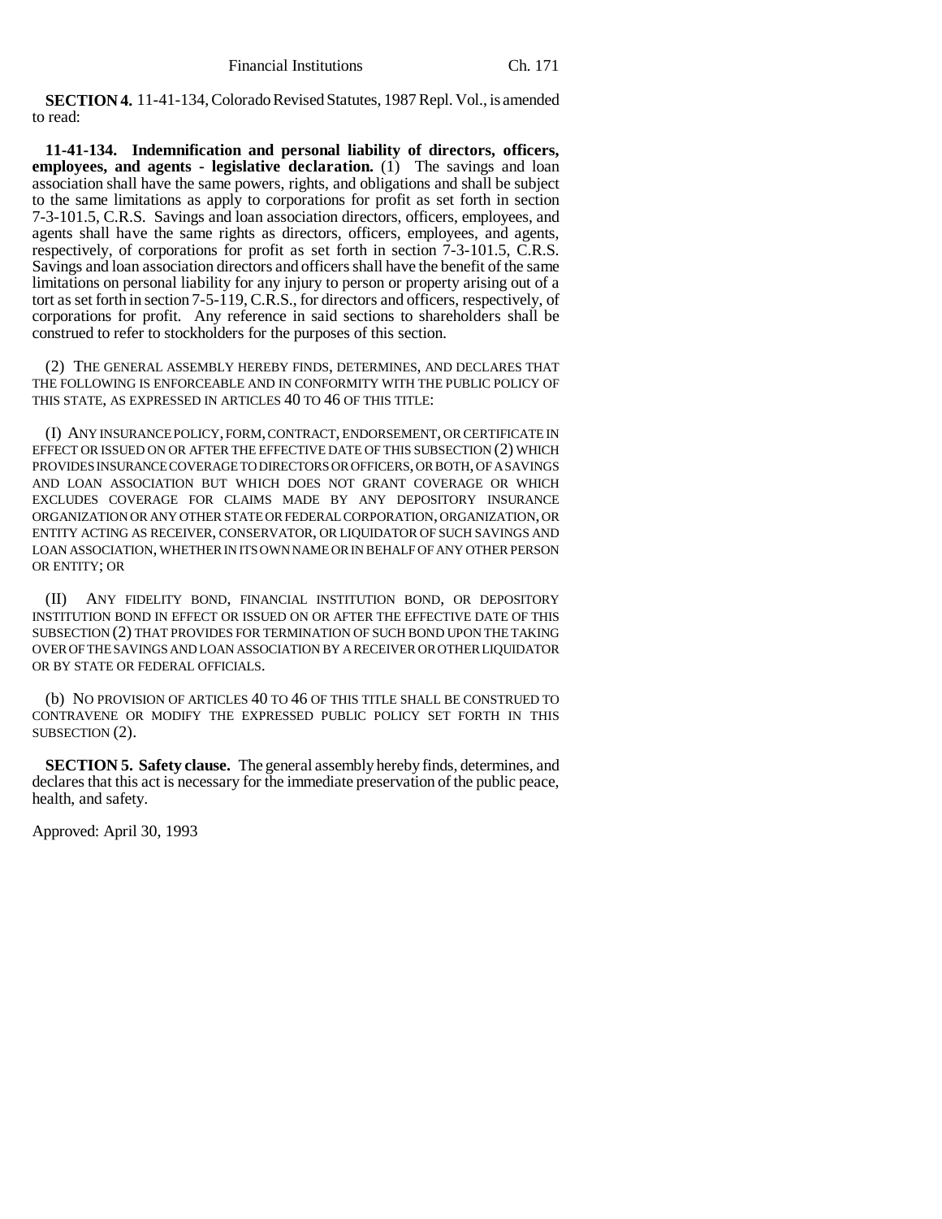**SECTION 4.** 11-41-134, Colorado Revised Statutes, 1987 Repl. Vol., is amended to read:

**11-41-134. Indemnification and personal liability of directors, officers, employees, and agents - legislative declaration.** (1) The savings and loan association shall have the same powers, rights, and obligations and shall be subject to the same limitations as apply to corporations for profit as set forth in section 7-3-101.5, C.R.S. Savings and loan association directors, officers, employees, and agents shall have the same rights as directors, officers, employees, and agents, respectively, of corporations for profit as set forth in section 7-3-101.5, C.R.S. Savings and loan association directors and officers shall have the benefit of the same limitations on personal liability for any injury to person or property arising out of a tort as set forth in section 7-5-119, C.R.S., for directors and officers, respectively, of corporations for profit. Any reference in said sections to shareholders shall be construed to refer to stockholders for the purposes of this section.

(2) THE GENERAL ASSEMBLY HEREBY FINDS, DETERMINES, AND DECLARES THAT THE FOLLOWING IS ENFORCEABLE AND IN CONFORMITY WITH THE PUBLIC POLICY OF THIS STATE, AS EXPRESSED IN ARTICLES 40 TO 46 OF THIS TITLE:

(I) ANY INSURANCE POLICY, FORM, CONTRACT, ENDORSEMENT, OR CERTIFICATE IN EFFECT OR ISSUED ON OR AFTER THE EFFECTIVE DATE OF THIS SUBSECTION (2) WHICH PROVIDES INSURANCE COVERAGE TO DIRECTORS OR OFFICERS, OR BOTH, OF A SAVINGS AND LOAN ASSOCIATION BUT WHICH DOES NOT GRANT COVERAGE OR WHICH EXCLUDES COVERAGE FOR CLAIMS MADE BY ANY DEPOSITORY INSURANCE ORGANIZATION OR ANY OTHER STATE OR FEDERAL CORPORATION, ORGANIZATION, OR ENTITY ACTING AS RECEIVER, CONSERVATOR, OR LIQUIDATOR OF SUCH SAVINGS AND LOAN ASSOCIATION, WHETHER IN ITS OWN NAME OR IN BEHALF OF ANY OTHER PERSON OR ENTITY; OR

(II) ANY FIDELITY BOND, FINANCIAL INSTITUTION BOND, OR DEPOSITORY INSTITUTION BOND IN EFFECT OR ISSUED ON OR AFTER THE EFFECTIVE DATE OF THIS SUBSECTION (2) THAT PROVIDES FOR TERMINATION OF SUCH BOND UPON THE TAKING OVER OF THE SAVINGS AND LOAN ASSOCIATION BY A RECEIVER OR OTHER LIQUIDATOR OR BY STATE OR FEDERAL OFFICIALS.

(b) NO PROVISION OF ARTICLES 40 TO 46 OF THIS TITLE SHALL BE CONSTRUED TO CONTRAVENE OR MODIFY THE EXPRESSED PUBLIC POLICY SET FORTH IN THIS SUBSECTION (2).

**SECTION 5. Safety clause.** The general assembly hereby finds, determines, and declares that this act is necessary for the immediate preservation of the public peace, health, and safety.

Approved: April 30, 1993